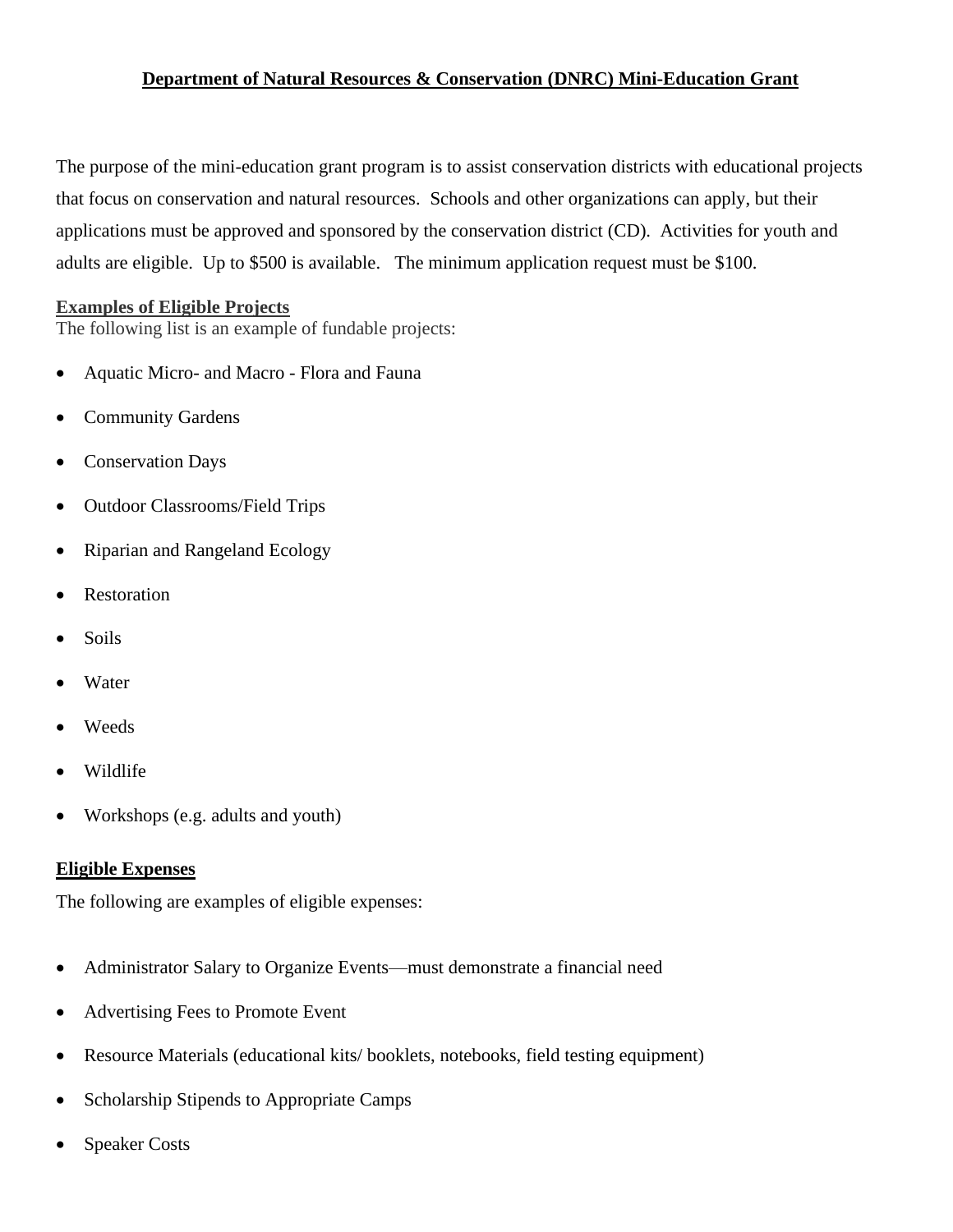**Department of Natural Resources & Conservation (DNRC) Mini-Education Grant**

The purpose of the mini-education grant program is to assist conservation districts with educational projects that focus on conservation and natural resources. Schools and other organizations can apply, but their applications must be approved and sponsored by the conservation district (CD). Activities for youth and adults are eligible. Up to $500 is available. The minimum application request must be $100.

**Examples of Eligible Projects**

The following list is an example of fundable projects:

- Aquatic Micro- and Macro - Flora and Fauna
- Community Gardens
- Conservation Days
- Outdoor Classrooms/Field Trips
- Riparian and Rangeland Ecology
- Restoration
- Soils
- Water
- Weeds
- Wildlife
- Workshops (e.g. adults and youth)

**Eligible Expenses**

The following are examples of eligible expenses:

- Administrator Salary to Organize Events—must demonstrate a financial need
- Advertising Fees to Promote Event
- Resource Materials (educational kits/ booklets, notebooks, field testing equipment)
- Scholarship Stipends to Appropriate Camps
- Speaker Costs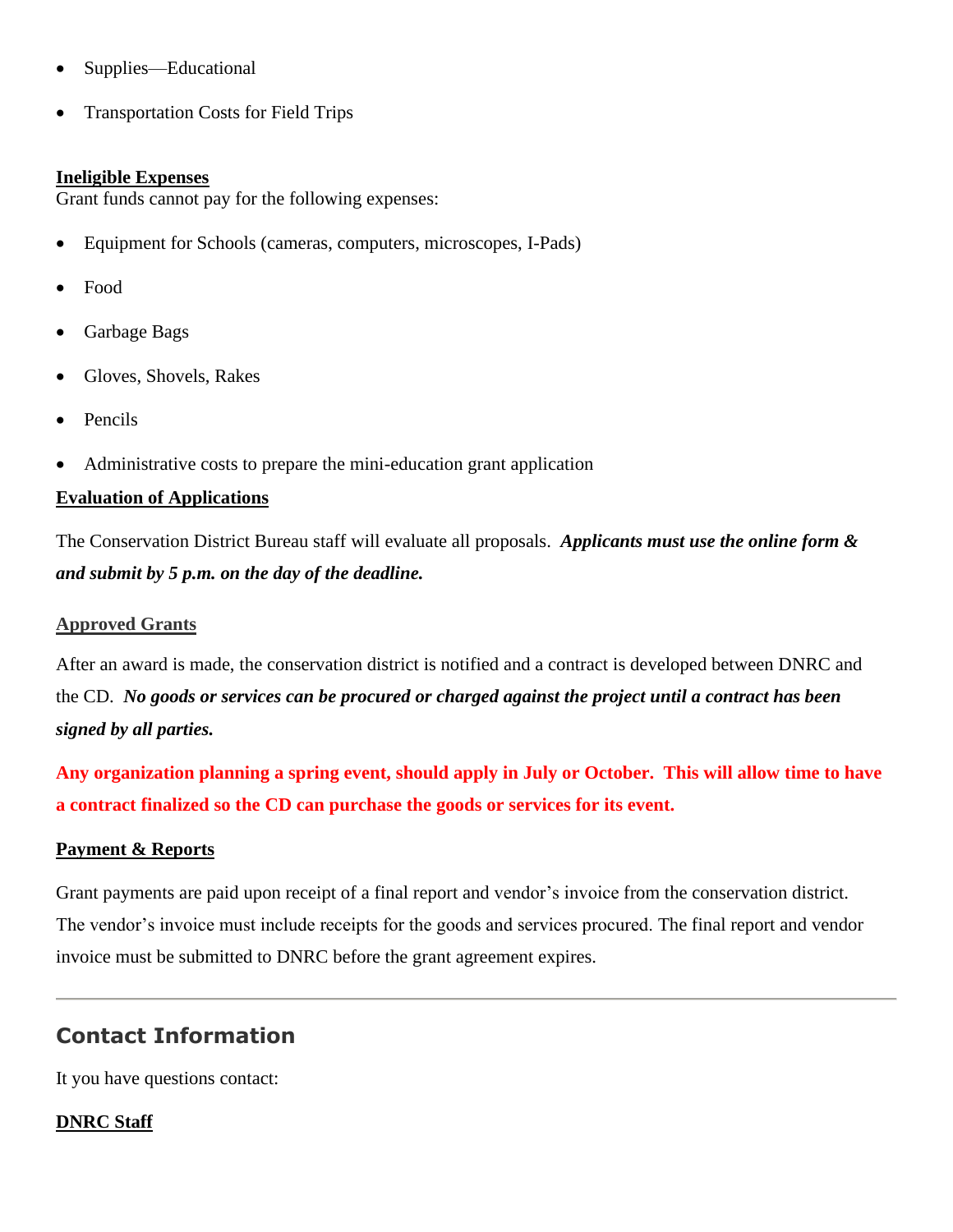- Supplies—Educational
- Transportation Costs for Field Trips

**Ineligible Expenses**
Grant funds cannot pay for the following expenses:

- Equipment for Schools (cameras, computers, microscopes, I-Pads)
- Food
- Garbage Bags
- Gloves, Shovels, Rakes
- Pencils
- Administrative costs to prepare the mini-education grant application

**Evaluation of Applications**

The Conservation District Bureau staff will evaluate all proposals. ***Applicants must use the online form & and submit by 5 p.m. on the day of the deadline.***

**Approved Grants**

After an award is made, the conservation district is notified and a contract is developed between DNRC and the CD. ***No goods or services can be procured or charged against the project until a contract has been signed by all parties.***

**Any organization planning a spring event, should apply in July or October. This will allow time to have a contract finalized so the CD can purchase the goods or services for its event.**

**Payment & Reports**

Grant payments are paid upon receipt of a final report and vendor's invoice from the conservation district. The vendor's invoice must include receipts for the goods and services procured. The final report and vendor invoice must be submitted to DNRC before the grant agreement expires.

---

## Contact Information

It you have questions contact:

**DNRC Staff**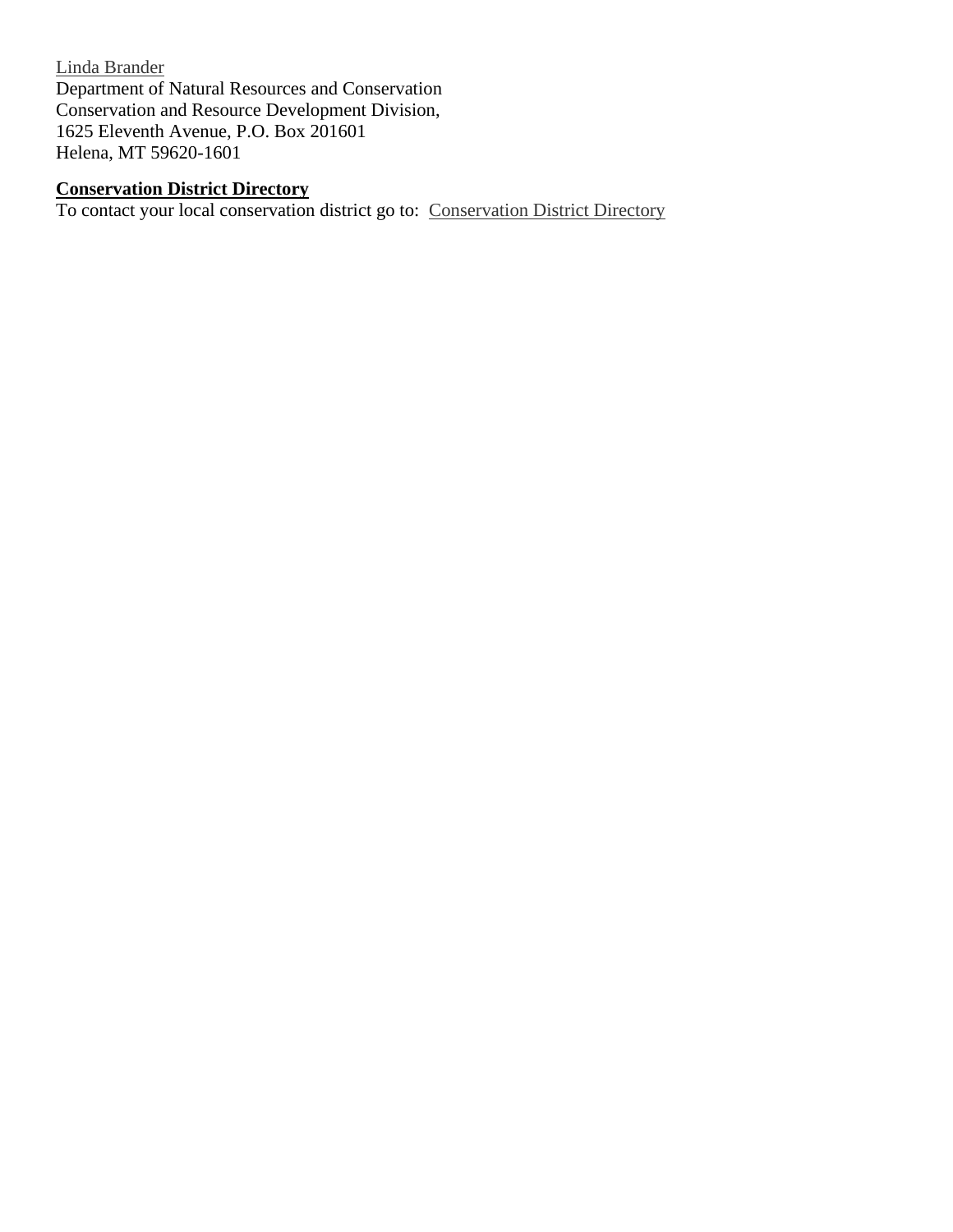Linda Brander
Department of Natural Resources and Conservation
Conservation and Resource Development Division,
1625 Eleventh Avenue, P.O. Box 201601
Helena, MT 59620-1601

**Conservation District Directory**

To contact your local conservation district go to: Conservation District Directory